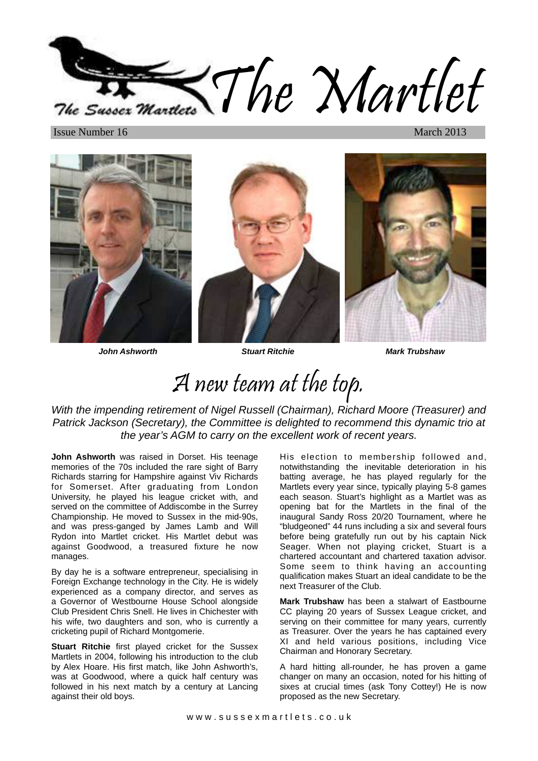# The Martlet

The Sussex Martlets

Issue Number 16 March 2013

***John Ashworth*** ***Stuart Ritchie*** ***Mark Trubshaw***

## A new team at the top.

*With the impending retirement of Nigel Russell (Chairman), Richard Moore (Treasurer) and Patrick Jackson (Secretary), the Committee is delighted to recommend this dynamic trio at the year's AGM to carry on the excellent work of recent years.*

**John Ashworth** was raised in Dorset. His teenage memories of the 70s included the rare sight of Barry Richards starring for Hampshire against Viv Richards for Somerset. After graduating from London University, he played his league cricket with, and served on the committee of Addiscombe in the Surrey Championship. He moved to Sussex in the mid-90s, and was press-ganged by James Lamb and Will Rydon into Martlet cricket. His Martlet debut was against Goodwood, a treasured fixture he now manages.

By day he is a software entrepreneur, specialising in Foreign Exchange technology in the City. He is widely experienced as a company director, and serves as a Governor of Westbourne House School alongside Club President Chris Snell. He lives in Chichester with his wife, two daughters and son, who is currently a cricketing pupil of Richard Montgomerie.

**Stuart Ritchie** first played cricket for the Sussex Martlets in 2004, following his introduction to the club by Alex Hoare. His first match, like John Ashworth's, was at Goodwood, where a quick half century was followed in his next match by a century at Lancing against their old boys.

His election to membership followed and, notwithstanding the inevitable deterioration in his batting average, he has played regularly for the Martlets every year since, typically playing 5-8 games each season. Stuart's highlight as a Martlet was as opening bat for the Martlets in the final of the inaugural Sandy Ross 20/20 Tournament, where he "bludgeoned" 44 runs including a six and several fours before being gratefully run out by his captain Nick Seager. When not playing cricket, Stuart is a chartered accountant and chartered taxation advisor. Some seem to think having an accounting qualification makes Stuart an ideal candidate to be the next Treasurer of the Club.

**Mark Trubshaw** has been a stalwart of Eastbourne CC playing 20 years of Sussex League cricket, and serving on their committee for many years, currently as Treasurer. Over the years he has captained every XI and held various positions, including Vice Chairman and Honorary Secretary.

A hard hitting all-rounder, he has proven a game changer on many an occasion, noted for his hitting of sixes at crucial times (ask Tony Cottey!) He is now proposed as the new Secretary.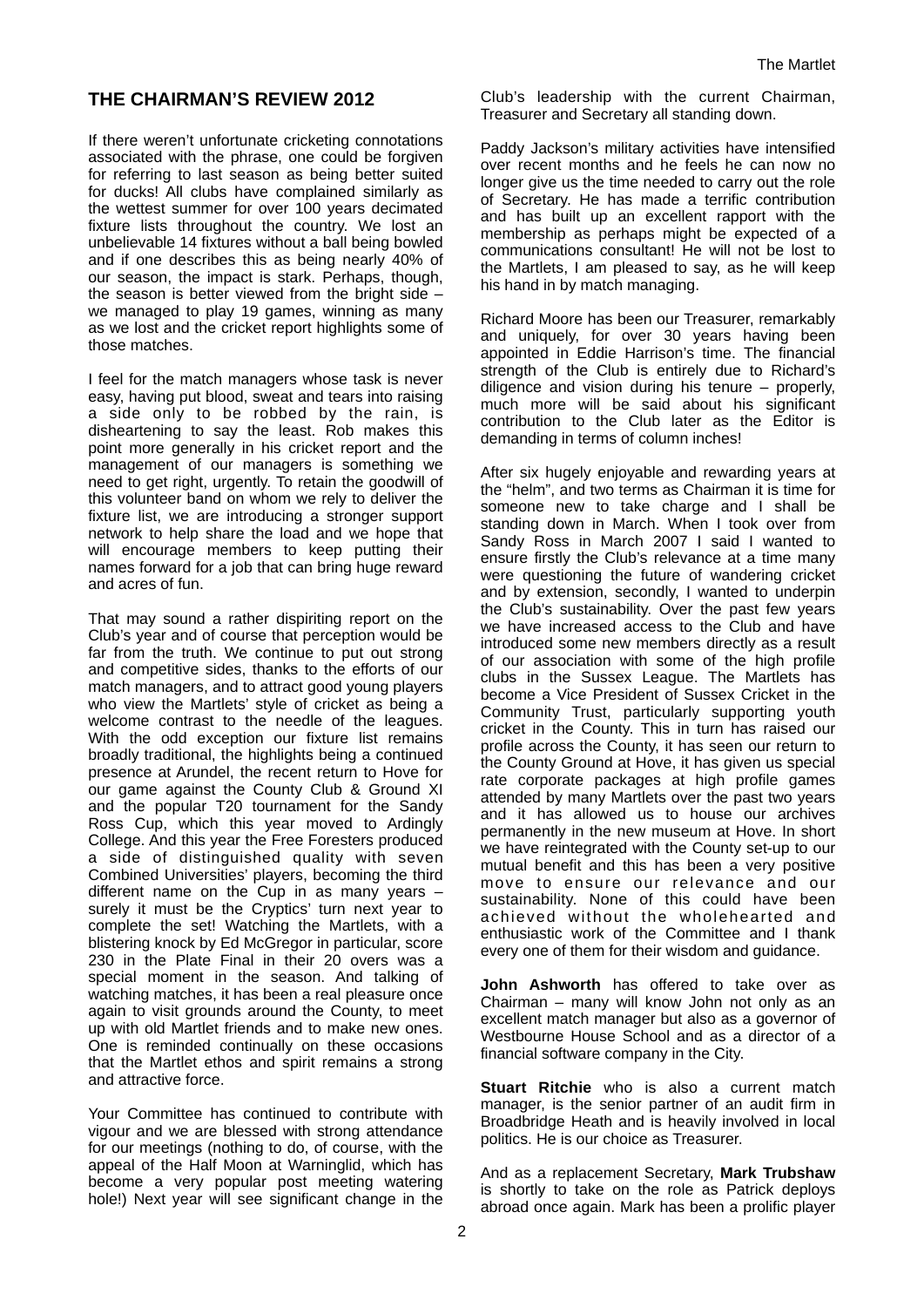## THE CHAIRMAN'S REVIEW 2012

If there weren't unfortunate cricketing connotations associated with the phrase, one could be forgiven for referring to last season as being better suited for ducks! All clubs have complained similarly as the wettest summer for over 100 years decimated fixture lists throughout the country. We lost an unbelievable 14 fixtures without a ball being bowled and if one describes this as being nearly 40% of our season, the impact is stark. Perhaps, though, the season is better viewed from the bright side – we managed to play 19 games, winning as many as we lost and the cricket report highlights some of those matches.

I feel for the match managers whose task is never easy, having put blood, sweat and tears into raising a side only to be robbed by the rain, is disheartening to say the least. Rob makes this point more generally in his cricket report and the management of our managers is something we need to get right, urgently. To retain the goodwill of this volunteer band on whom we rely to deliver the fixture list, we are introducing a stronger support network to help share the load and we hope that will encourage members to keep putting their names forward for a job that can bring huge reward and acres of fun.

That may sound a rather dispiriting report on the Club's year and of course that perception would be far from the truth. We continue to put out strong and competitive sides, thanks to the efforts of our match managers, and to attract good young players who view the Martlets' style of cricket as being a welcome contrast to the needle of the leagues. With the odd exception our fixture list remains broadly traditional, the highlights being a continued presence at Arundel, the recent return to Hove for our game against the County Club & Ground XI and the popular T20 tournament for the Sandy Ross Cup, which this year moved to Ardingly College. And this year the Free Foresters produced a side of distinguished quality with seven Combined Universities' players, becoming the third different name on the Cup in as many years – surely it must be the Cryptics' turn next year to complete the set! Watching the Martlets, with a blistering knock by Ed McGregor in particular, score 230 in the Plate Final in their 20 overs was a special moment in the season. And talking of watching matches, it has been a real pleasure once again to visit grounds around the County, to meet up with old Martlet friends and to make new ones. One is reminded continually on these occasions that the Martlet ethos and spirit remains a strong and attractive force.

Your Committee has continued to contribute with vigour and we are blessed with strong attendance for our meetings (nothing to do, of course, with the appeal of the Half Moon at Warninglid, which has become a very popular post meeting watering hole!) Next year will see significant change in the Club's leadership with the current Chairman, Treasurer and Secretary all standing down.

Paddy Jackson's military activities have intensified over recent months and he feels he can now no longer give us the time needed to carry out the role of Secretary. He has made a terrific contribution and has built up an excellent rapport with the membership as perhaps might be expected of a communications consultant! He will not be lost to the Martlets, I am pleased to say, as he will keep his hand in by match managing.

Richard Moore has been our Treasurer, remarkably and uniquely, for over 30 years having been appointed in Eddie Harrison's time. The financial strength of the Club is entirely due to Richard's diligence and vision during his tenure – properly, much more will be said about his significant contribution to the Club later as the Editor is demanding in terms of column inches!

After six hugely enjoyable and rewarding years at the "helm", and two terms as Chairman it is time for someone new to take charge and I shall be standing down in March. When I took over from Sandy Ross in March 2007 I said I wanted to ensure firstly the Club's relevance at a time many were questioning the future of wandering cricket and by extension, secondly, I wanted to underpin the Club's sustainability. Over the past few years we have increased access to the Club and have introduced some new members directly as a result of our association with some of the high profile clubs in the Sussex League. The Martlets has become a Vice President of Sussex Cricket in the Community Trust, particularly supporting youth cricket in the County. This in turn has raised our profile across the County, it has seen our return to the County Ground at Hove, it has given us special rate corporate packages at high profile games attended by many Martlets over the past two years and it has allowed us to house our archives permanently in the new museum at Hove. In short we have reintegrated with the County set-up to our mutual benefit and this has been a very positive move to ensure our relevance and our sustainability. None of this could have been achieved without the wholehearted and enthusiastic work of the Committee and I thank every one of them for their wisdom and guidance.

**John Ashworth** has offered to take over as Chairman – many will know John not only as an excellent match manager but also as a governor of Westbourne House School and as a director of a financial software company in the City.

**Stuart Ritchie** who is also a current match manager, is the senior partner of an audit firm in Broadbridge Heath and is heavily involved in local politics. He is our choice as Treasurer.

And as a replacement Secretary, **Mark Trubshaw** is shortly to take on the role as Patrick deploys abroad once again. Mark has been a prolific player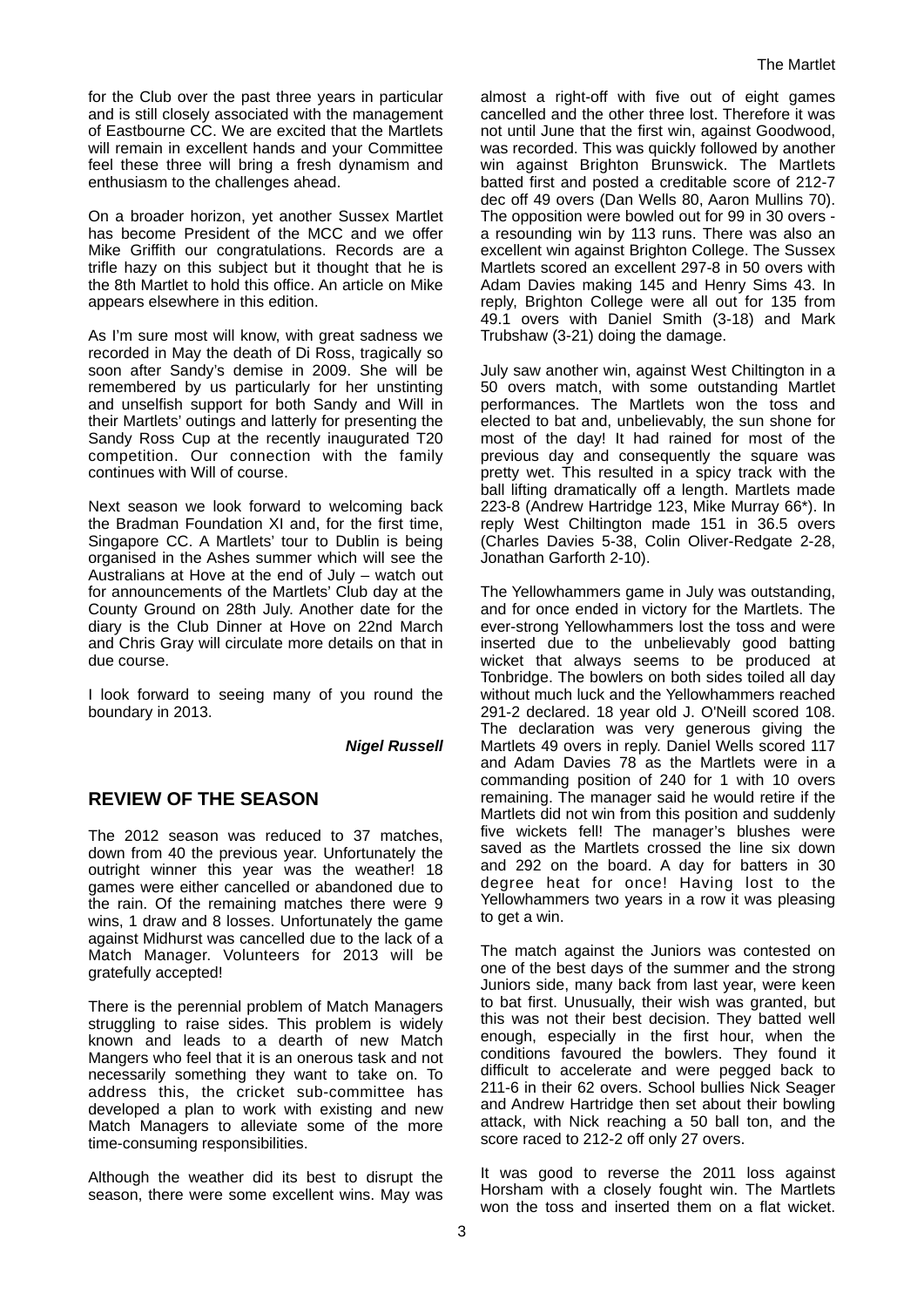for the Club over the past three years in particular and is still closely associated with the management of Eastbourne CC. We are excited that the Martlets will remain in excellent hands and your Committee feel these three will bring a fresh dynamism and enthusiasm to the challenges ahead.

On a broader horizon, yet another Sussex Martlet has become President of the MCC and we offer Mike Griffith our congratulations. Records are a trifle hazy on this subject but it thought that he is the 8th Martlet to hold this office. An article on Mike appears elsewhere in this edition.

As I'm sure most will know, with great sadness we recorded in May the death of Di Ross, tragically so soon after Sandy's demise in 2009. She will be remembered by us particularly for her unstinting and unselfish support for both Sandy and Will in their Martlets' outings and latterly for presenting the Sandy Ross Cup at the recently inaugurated T20 competition. Our connection with the family continues with Will of course.

Next season we look forward to welcoming back the Bradman Foundation XI and, for the first time, Singapore CC. A Martlets' tour to Dublin is being organised in the Ashes summer which will see the Australians at Hove at the end of July – watch out for announcements of the Martlets' Club day at the County Ground on 28th July. Another date for the diary is the Club Dinner at Hove on 22nd March and Chris Gray will circulate more details on that in due course.

I look forward to seeing many of you round the boundary in 2013.

***Nigel Russell***

## REVIEW OF THE SEASON

The 2012 season was reduced to 37 matches, down from 40 the previous year. Unfortunately the outright winner this year was the weather! 18 games were either cancelled or abandoned due to the rain. Of the remaining matches there were 9 wins, 1 draw and 8 losses. Unfortunately the game against Midhurst was cancelled due to the lack of a Match Manager. Volunteers for 2013 will be gratefully accepted!

There is the perennial problem of Match Managers struggling to raise sides. This problem is widely known and leads to a dearth of new Match Mangers who feel that it is an onerous task and not necessarily something they want to take on. To address this, the cricket sub-committee has developed a plan to work with existing and new Match Managers to alleviate some of the more time-consuming responsibilities.

Although the weather did its best to disrupt the season, there were some excellent wins. May was almost a right-off with five out of eight games cancelled and the other three lost. Therefore it was not until June that the first win, against Goodwood, was recorded. This was quickly followed by another win against Brighton Brunswick. The Martlets batted first and posted a creditable score of 212-7 dec off 49 overs (Dan Wells 80, Aaron Mullins 70). The opposition were bowled out for 99 in 30 overs - a resounding win by 113 runs. There was also an excellent win against Brighton College. The Sussex Martlets scored an excellent 297-8 in 50 overs with Adam Davies making 145 and Henry Sims 43. In reply, Brighton College were all out for 135 from 49.1 overs with Daniel Smith (3-18) and Mark Trubshaw (3-21) doing the damage.

July saw another win, against West Chiltington in a 50 overs match, with some outstanding Martlet performances. The Martlets won the toss and elected to bat and, unbelievably, the sun shone for most of the day! It had rained for most of the previous day and consequently the square was pretty wet. This resulted in a spicy track with the ball lifting dramatically off a length. Martlets made 223-8 (Andrew Hartridge 123, Mike Murray 66*). In reply West Chiltington made 151 in 36.5 overs (Charles Davies 5-38, Colin Oliver-Redgate 2-28, Jonathan Garforth 2-10).

The Yellowhammers game in July was outstanding, and for once ended in victory for the Martlets. The ever-strong Yellowhammers lost the toss and were inserted due to the unbelievably good batting wicket that always seems to be produced at Tonbridge. The bowlers on both sides toiled all day without much luck and the Yellowhammers reached 291-2 declared. 18 year old J. O'Neill scored 108. The declaration was very generous giving the Martlets 49 overs in reply. Daniel Wells scored 117 and Adam Davies 78 as the Martlets were in a commanding position of 240 for 1 with 10 overs remaining. The manager said he would retire if the Martlets did not win from this position and suddenly five wickets fell! The manager's blushes were saved as the Martlets crossed the line six down and 292 on the board. A day for batters in 30 degree heat for once! Having lost to the Yellowhammers two years in a row it was pleasing to get a win.

The match against the Juniors was contested on one of the best days of the summer and the strong Juniors side, many back from last year, were keen to bat first. Unusually, their wish was granted, but this was not their best decision. They batted well enough, especially in the first hour, when the conditions favoured the bowlers. They found it difficult to accelerate and were pegged back to 211-6 in their 62 overs. School bullies Nick Seager and Andrew Hartridge then set about their bowling attack, with Nick reaching a 50 ball ton, and the score raced to 212-2 off only 27 overs.

It was good to reverse the 2011 loss against Horsham with a closely fought win. The Martlets won the toss and inserted them on a flat wicket.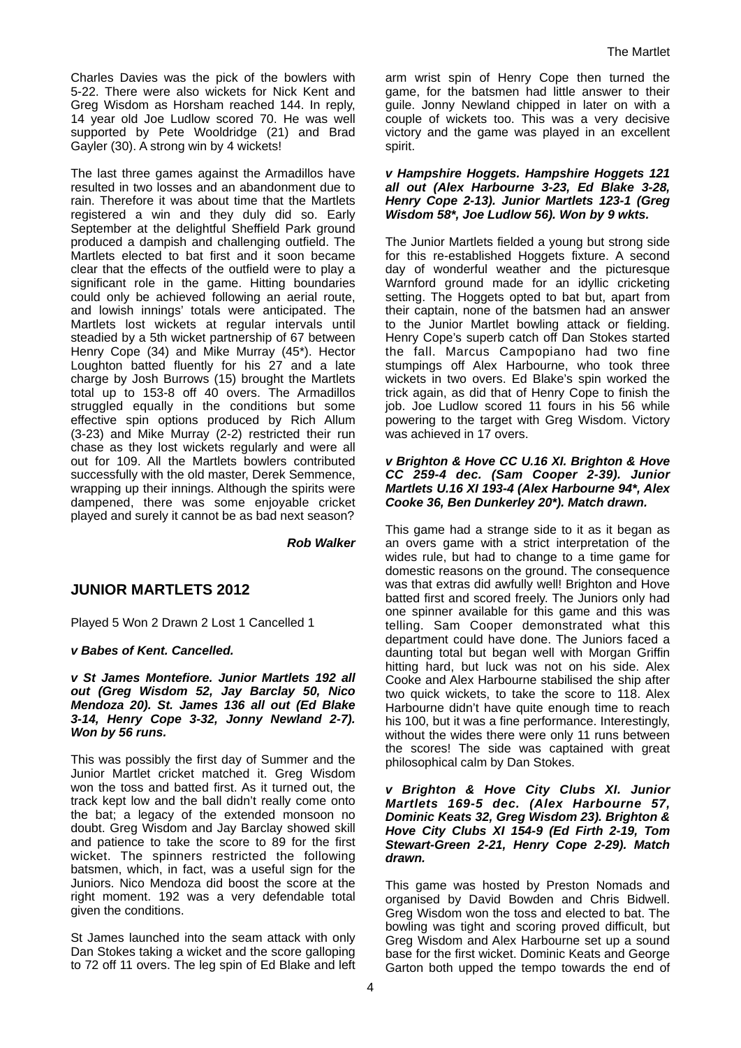Charles Davies was the pick of the bowlers with 5-22. There were also wickets for Nick Kent and Greg Wisdom as Horsham reached 144. In reply, 14 year old Joe Ludlow scored 70. He was well supported by Pete Wooldridge (21) and Brad Gayler (30). A strong win by 4 wickets!

The last three games against the Armadillos have resulted in two losses and an abandonment due to rain. Therefore it was about time that the Martlets registered a win and they duly did so. Early September at the delightful Sheffield Park ground produced a dampish and challenging outfield. The Martlets elected to bat first and it soon became clear that the effects of the outfield were to play a significant role in the game. Hitting boundaries could only be achieved following an aerial route, and lowish innings' totals were anticipated. The Martlets lost wickets at regular intervals until steadied by a 5th wicket partnership of 67 between Henry Cope (34) and Mike Murray (45*). Hector Loughton batted fluently for his 27 and a late charge by Josh Burrows (15) brought the Martlets total up to 153-8 off 40 overs. The Armadillos struggled equally in the conditions but some effective spin options produced by Rich Allum (3-23) and Mike Murray (2-2) restricted their run chase as they lost wickets regularly and were all out for 109. All the Martlets bowlers contributed successfully with the old master, Derek Semmence, wrapping up their innings. Although the spirits were dampened, there was some enjoyable cricket played and surely it cannot be as bad next season?

***Rob Walker***

## JUNIOR MARTLETS 2012

Played 5 Won 2 Drawn 2 Lost 1 Cancelled 1

***v Babes of Kent. Cancelled.***

***v St James Montefiore. Junior Martlets 192 all out (Greg Wisdom 52, Jay Barclay 50, Nico Mendoza 20). St. James 136 all out (Ed Blake 3-14, Henry Cope 3-32, Jonny Newland 2-7). Won by 56 runs.***

This was possibly the first day of Summer and the Junior Martlet cricket matched it. Greg Wisdom won the toss and batted first. As it turned out, the track kept low and the ball didn't really come onto the bat; a legacy of the extended monsoon no doubt. Greg Wisdom and Jay Barclay showed skill and patience to take the score to 89 for the first wicket. The spinners restricted the following batsmen, which, in fact, was a useful sign for the Juniors. Nico Mendoza did boost the score at the right moment. 192 was a very defendable total given the conditions.

St James launched into the seam attack with only Dan Stokes taking a wicket and the score galloping to 72 off 11 overs. The leg spin of Ed Blake and left arm wrist spin of Henry Cope then turned the game, for the batsmen had little answer to their guile. Jonny Newland chipped in later on with a couple of wickets too. This was a very decisive victory and the game was played in an excellent spirit.

***v Hampshire Hoggets. Hampshire Hoggets 121 all out (Alex Harbourne 3-23, Ed Blake 3-28, Henry Cope 2-13). Junior Martlets 123-1 (Greg Wisdom 58*, Joe Ludlow 56). Won by 9 wkts.***

The Junior Martlets fielded a young but strong side for this re-established Hoggets fixture. A second day of wonderful weather and the picturesque Warnford ground made for an idyllic cricketing setting. The Hoggets opted to bat but, apart from their captain, none of the batsmen had an answer to the Junior Martlet bowling attack or fielding. Henry Cope's superb catch off Dan Stokes started the fall. Marcus Campopiano had two fine stumpings off Alex Harbourne, who took three wickets in two overs. Ed Blake's spin worked the trick again, as did that of Henry Cope to finish the job. Joe Ludlow scored 11 fours in his 56 while powering to the target with Greg Wisdom. Victory was achieved in 17 overs.

***v Brighton & Hove CC U.16 XI. Brighton & Hove CC 259-4 dec. (Sam Cooper 2-39). Junior Martlets U.16 XI 193-4 (Alex Harbourne 94*, Alex Cooke 36, Ben Dunkerley 20*). Match drawn.***

This game had a strange side to it as it began as an overs game with a strict interpretation of the wides rule, but had to change to a time game for domestic reasons on the ground. The consequence was that extras did awfully well! Brighton and Hove batted first and scored freely. The Juniors only had one spinner available for this game and this was telling. Sam Cooper demonstrated what this department could have done. The Juniors faced a daunting total but began well with Morgan Griffin hitting hard, but luck was not on his side. Alex Cooke and Alex Harbourne stabilised the ship after two quick wickets, to take the score to 118. Alex Harbourne didn't have quite enough time to reach his 100, but it was a fine performance. Interestingly, without the wides there were only 11 runs between the scores! The side was captained with great philosophical calm by Dan Stokes.

***v Brighton & Hove City Clubs XI. Junior Martlets 169-5 dec. (Alex Harbourne 57, Dominic Keats 32, Greg Wisdom 23). Brighton & Hove City Clubs XI 154-9 (Ed Firth 2-19, Tom Stewart-Green 2-21, Henry Cope 2-29). Match drawn.***

This game was hosted by Preston Nomads and organised by David Bowden and Chris Bidwell. Greg Wisdom won the toss and elected to bat. The bowling was tight and scoring proved difficult, but Greg Wisdom and Alex Harbourne set up a sound base for the first wicket. Dominic Keats and George Garton both upped the tempo towards the end of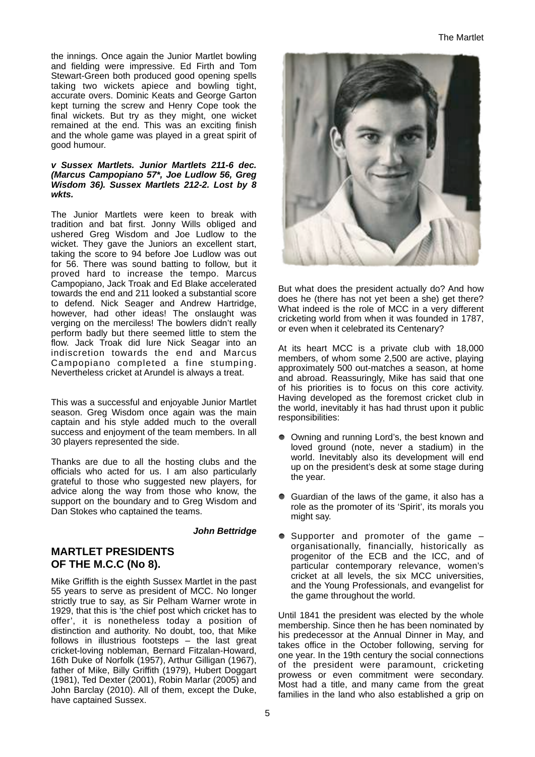the innings. Once again the Junior Martlet bowling and fielding were impressive. Ed Firth and Tom Stewart-Green both produced good opening spells taking two wickets apiece and bowling tight, accurate overs. Dominic Keats and George Garton kept turning the screw and Henry Cope took the final wickets. But try as they might, one wicket remained at the end. This was an exciting finish and the whole game was played in a great spirit of good humour.

***v Sussex Martlets. Junior Martlets 211-6 dec. (Marcus Campopiano 57*, Joe Ludlow 56, Greg Wisdom 36). Sussex Martlets 212-2. Lost by 8 wkts.***

The Junior Martlets were keen to break with tradition and bat first. Jonny Wills obliged and ushered Greg Wisdom and Joe Ludlow to the wicket. They gave the Juniors an excellent start, taking the score to 94 before Joe Ludlow was out for 56. There was sound batting to follow, but it proved hard to increase the tempo. Marcus Campopiano, Jack Troak and Ed Blake accelerated towards the end and 211 looked a substantial score to defend. Nick Seager and Andrew Hartridge, however, had other ideas! The onslaught was verging on the merciless! The bowlers didn't really perform badly but there seemed little to stem the flow. Jack Troak did lure Nick Seagar into an indiscretion towards the end and Marcus Campopiano completed a fine stumping. Nevertheless cricket at Arundel is always a treat.

This was a successful and enjoyable Junior Martlet season. Greg Wisdom once again was the main captain and his style added much to the overall success and enjoyment of the team members. In all 30 players represented the side.

Thanks are due to all the hosting clubs and the officials who acted for us. I am also particularly grateful to those who suggested new players, for advice along the way from those who know, the support on the boundary and to Greg Wisdom and Dan Stokes who captained the teams.

***John Bettridge***

## MARTLET PRESIDENTS OF THE M.C.C (No 8).

Mike Griffith is the eighth Sussex Martlet in the past 55 years to serve as president of MCC. No longer strictly true to say, as Sir Pelham Warner wrote in 1929, that this is 'the chief post which cricket has to offer', it is nonetheless today a position of distinction and authority. No doubt, too, that Mike follows in illustrious footsteps – the last great cricket-loving nobleman, Bernard Fitzalan-Howard, 16th Duke of Norfolk (1957), Arthur Gilligan (1967), father of Mike, Billy Griffith (1979), Hubert Doggart (1981), Ted Dexter (2001), Robin Marlar (2005) and John Barclay (2010). All of them, except the Duke, have captained Sussex.

But what does the president actually do? And how does he (there has not yet been a she) get there? What indeed is the role of MCC in a very different cricketing world from when it was founded in 1787, or even when it celebrated its Centenary?

At its heart MCC is a private club with 18,000 members, of whom some 2,500 are active, playing approximately 500 out-matches a season, at home and abroad. Reassuringly, Mike has said that one of his priorities is to focus on this core activity. Having developed as the foremost cricket club in the world, inevitably it has had thrust upon it public responsibilities:

- Owning and running Lord's, the best known and loved ground (note, never a stadium) in the world. Inevitably also its development will end up on the president's desk at some stage during the year.
- Guardian of the laws of the game, it also has a role as the promoter of its 'Spirit', its morals you might say.
- Supporter and promoter of the game – organisationally, financially, historically as progenitor of the ECB and the ICC, and of particular contemporary relevance, women's cricket at all levels, the six MCC universities, and the Young Professionals, and evangelist for the game throughout the world.

Until 1841 the president was elected by the whole membership. Since then he has been nominated by his predecessor at the Annual Dinner in May, and takes office in the October following, serving for one year. In the 19th century the social connections of the president were paramount, cricketing prowess or even commitment were secondary. Most had a title, and many came from the great families in the land who also established a grip on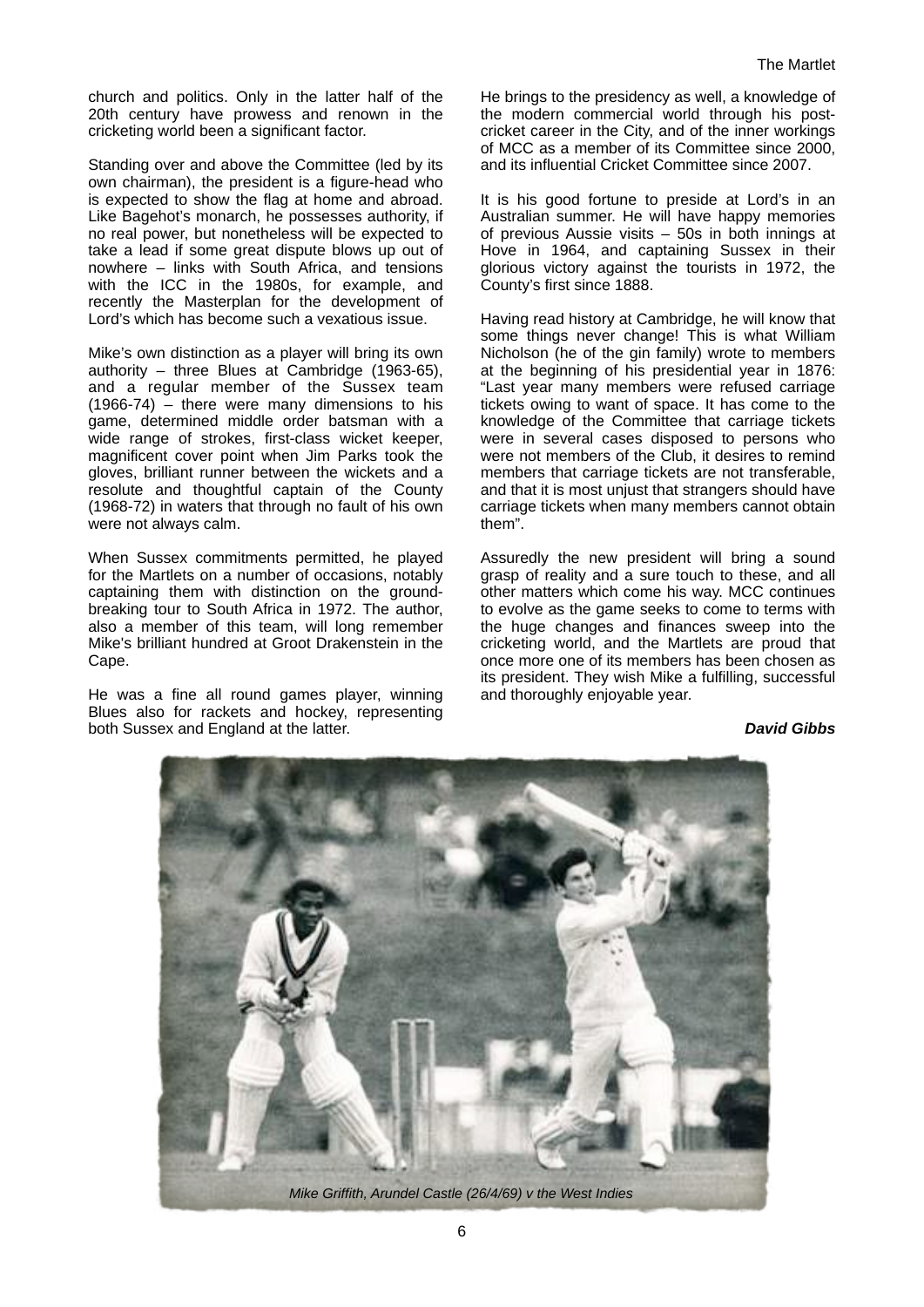church and politics. Only in the latter half of the 20th century have prowess and renown in the cricketing world been a significant factor.

Standing over and above the Committee (led by its own chairman), the president is a figure-head who is expected to show the flag at home and abroad. Like Bagehot's monarch, he possesses authority, if no real power, but nonetheless will be expected to take a lead if some great dispute blows up out of nowhere – links with South Africa, and tensions with the ICC in the 1980s, for example, and recently the Masterplan for the development of Lord's which has become such a vexatious issue.

Mike's own distinction as a player will bring its own authority – three Blues at Cambridge (1963-65), and a regular member of the Sussex team (1966-74) – there were many dimensions to his game, determined middle order batsman with a wide range of strokes, first-class wicket keeper, magnificent cover point when Jim Parks took the gloves, brilliant runner between the wickets and a resolute and thoughtful captain of the County (1968-72) in waters that through no fault of his own were not always calm.

When Sussex commitments permitted, he played for the Martlets on a number of occasions, notably captaining them with distinction on the ground-breaking tour to South Africa in 1972. The author, also a member of this team, will long remember Mike's brilliant hundred at Groot Drakenstein in the Cape.

He was a fine all round games player, winning Blues also for rackets and hockey, representing both Sussex and England at the latter.

He brings to the presidency as well, a knowledge of the modern commercial world through his post-cricket career in the City, and of the inner workings of MCC as a member of its Committee since 2000, and its influential Cricket Committee since 2007.

It is his good fortune to preside at Lord's in an Australian summer. He will have happy memories of previous Aussie visits – 50s in both innings at Hove in 1964, and captaining Sussex in their glorious victory against the tourists in 1972, the County's first since 1888.

Having read history at Cambridge, he will know that some things never change! This is what William Nicholson (he of the gin family) wrote to members at the beginning of his presidential year in 1876: "Last year many members were refused carriage tickets owing to want of space. It has come to the knowledge of the Committee that carriage tickets were in several cases disposed to persons who were not members of the Club, it desires to remind members that carriage tickets are not transferable, and that it is most unjust that strangers should have carriage tickets when many members cannot obtain them".

Assuredly the new president will bring a sound grasp of reality and a sure touch to these, and all other matters which come his way. MCC continues to evolve as the game seeks to come to terms with the huge changes and finances sweep into the cricketing world, and the Martlets are proud that once more one of its members has been chosen as its president. They wish Mike a fulfilling, successful and thoroughly enjoyable year.

***David Gibbs***

*Mike Griffith, Arundel Castle (26/4/69) v the West Indies*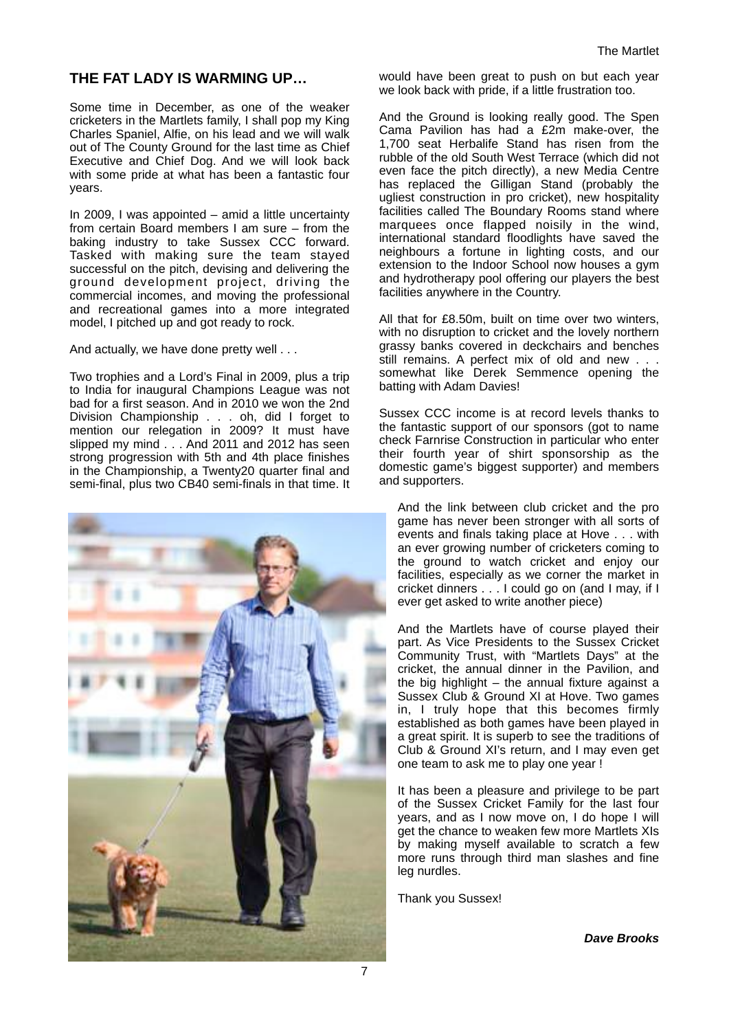## THE FAT LADY IS WARMING UP…

Some time in December, as one of the weaker cricketers in the Martlets family, I shall pop my King Charles Spaniel, Alfie, on his lead and we will walk out of The County Ground for the last time as Chief Executive and Chief Dog. And we will look back with some pride at what has been a fantastic four years.

In 2009, I was appointed – amid a little uncertainty from certain Board members I am sure – from the baking industry to take Sussex CCC forward. Tasked with making sure the team stayed successful on the pitch, devising and delivering the ground development project, driving the commercial incomes, and moving the professional and recreational games into a more integrated model, I pitched up and got ready to rock.

And actually, we have done pretty well . . .

Two trophies and a Lord's Final in 2009, plus a trip to India for inaugural Champions League was not bad for a first season. And in 2010 we won the 2nd Division Championship . . . oh, did I forget to mention our relegation in 2009? It must have slipped my mind . . . And 2011 and 2012 has seen strong progression with 5th and 4th place finishes in the Championship, a Twenty20 quarter final and semi-final, plus two CB40 semi-finals in that time. It would have been great to push on but each year we look back with pride, if a little frustration too.

And the Ground is looking really good. The Spen Cama Pavilion has had a £2m make-over, the 1,700 seat Herbalife Stand has risen from the rubble of the old South West Terrace (which did not even face the pitch directly), a new Media Centre has replaced the Gilligan Stand (probably the ugliest construction in pro cricket), new hospitality facilities called The Boundary Rooms stand where marquees once flapped noisily in the wind, international standard floodlights have saved the neighbours a fortune in lighting costs, and our extension to the Indoor School now houses a gym and hydrotherapy pool offering our players the best facilities anywhere in the Country.

All that for £8.50m, built on time over two winters, with no disruption to cricket and the lovely northern grassy banks covered in deckchairs and benches still remains. A perfect mix of old and new . . . somewhat like Derek Semmence opening the batting with Adam Davies!

Sussex CCC income is at record levels thanks to the fantastic support of our sponsors (got to name check Farnrise Construction in particular who enter their fourth year of shirt sponsorship as the domestic game's biggest supporter) and members and supporters.

And the link between club cricket and the pro game has never been stronger with all sorts of events and finals taking place at Hove . . . with an ever growing number of cricketers coming to the ground to watch cricket and enjoy our facilities, especially as we corner the market in cricket dinners . . . I could go on (and I may, if I ever get asked to write another piece)

And the Martlets have of course played their part. As Vice Presidents to the Sussex Cricket Community Trust, with "Martlets Days" at the cricket, the annual dinner in the Pavilion, and the big highlight – the annual fixture against a Sussex Club & Ground XI at Hove. Two games in, I truly hope that this becomes firmly established as both games have been played in a great spirit. It is superb to see the traditions of Club & Ground XI's return, and I may even get one team to ask me to play one year !

It has been a pleasure and privilege to be part of the Sussex Cricket Family for the last four years, and as I now move on, I do hope I will get the chance to weaken few more Martlets XIs by making myself available to scratch a few more runs through third man slashes and fine leg nurdles.

Thank you Sussex!

***Dave Brooks***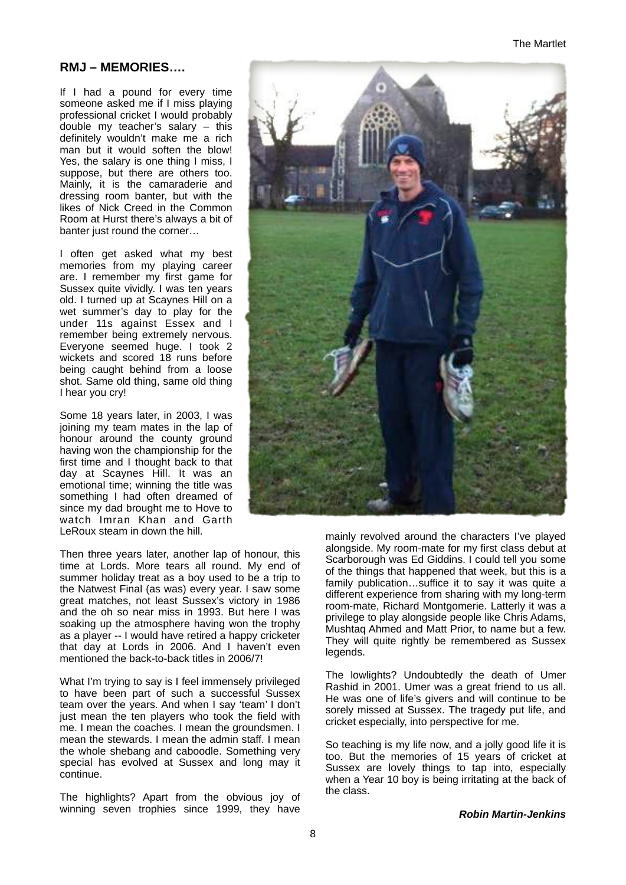## RMJ – MEMORIES….

If I had a pound for every time someone asked me if I miss playing professional cricket I would probably double my teacher's salary – this definitely wouldn't make me a rich man but it would soften the blow! Yes, the salary is one thing I miss, I suppose, but there are others too. Mainly, it is the camaraderie and dressing room banter, but with the likes of Nick Creed in the Common Room at Hurst there's always a bit of banter just round the corner…

I often get asked what my best memories from my playing career are. I remember my first game for Sussex quite vividly. I was ten years old. I turned up at Scaynes Hill on a wet summer's day to play for the under 11s against Essex and I remember being extremely nervous. Everyone seemed huge. I took 2 wickets and scored 18 runs before being caught behind from a loose shot. Same old thing, same old thing I hear you cry!

Some 18 years later, in 2003, I was joining my team mates in the lap of honour around the county ground having won the championship for the first time and I thought back to that day at Scaynes Hill. It was an emotional time; winning the title was something I had often dreamed of since my dad brought me to Hove to watch Imran Khan and Garth LeRoux steam in down the hill.

Then three years later, another lap of honour, this time at Lords. More tears all round. My end of summer holiday treat as a boy used to be a trip to the Natwest Final (as was) every year. I saw some great matches, not least Sussex's victory in 1986 and the oh so near miss in 1993. But here I was soaking up the atmosphere having won the trophy as a player -- I would have retired a happy cricketer that day at Lords in 2006. And I haven't even mentioned the back-to-back titles in 2006/7!

What I'm trying to say is I feel immensely privileged to have been part of such a successful Sussex team over the years. And when I say 'team' I don't just mean the ten players who took the field with me. I mean the coaches. I mean the groundsmen. I mean the stewards. I mean the admin staff. I mean the whole shebang and caboodle. Something very special has evolved at Sussex and long may it continue.

The highlights? Apart from the obvious joy of winning seven trophies since 1999, they have mainly revolved around the characters I've played alongside. My room-mate for my first class debut at Scarborough was Ed Giddins. I could tell you some of the things that happened that week, but this is a family publication…suffice it to say it was quite a different experience from sharing with my long-term room-mate, Richard Montgomerie. Latterly it was a privilege to play alongside people like Chris Adams, Mushtaq Ahmed and Matt Prior, to name but a few. They will quite rightly be remembered as Sussex legends.

The lowlights? Undoubtedly the death of Umer Rashid in 2001. Umer was a great friend to us all. He was one of life's givers and will continue to be sorely missed at Sussex. The tragedy put life, and cricket especially, into perspective for me.

So teaching is my life now, and a jolly good life it is too. But the memories of 15 years of cricket at Sussex are lovely things to tap into, especially when a Year 10 boy is being irritating at the back of the class.

***Robin Martin-Jenkins***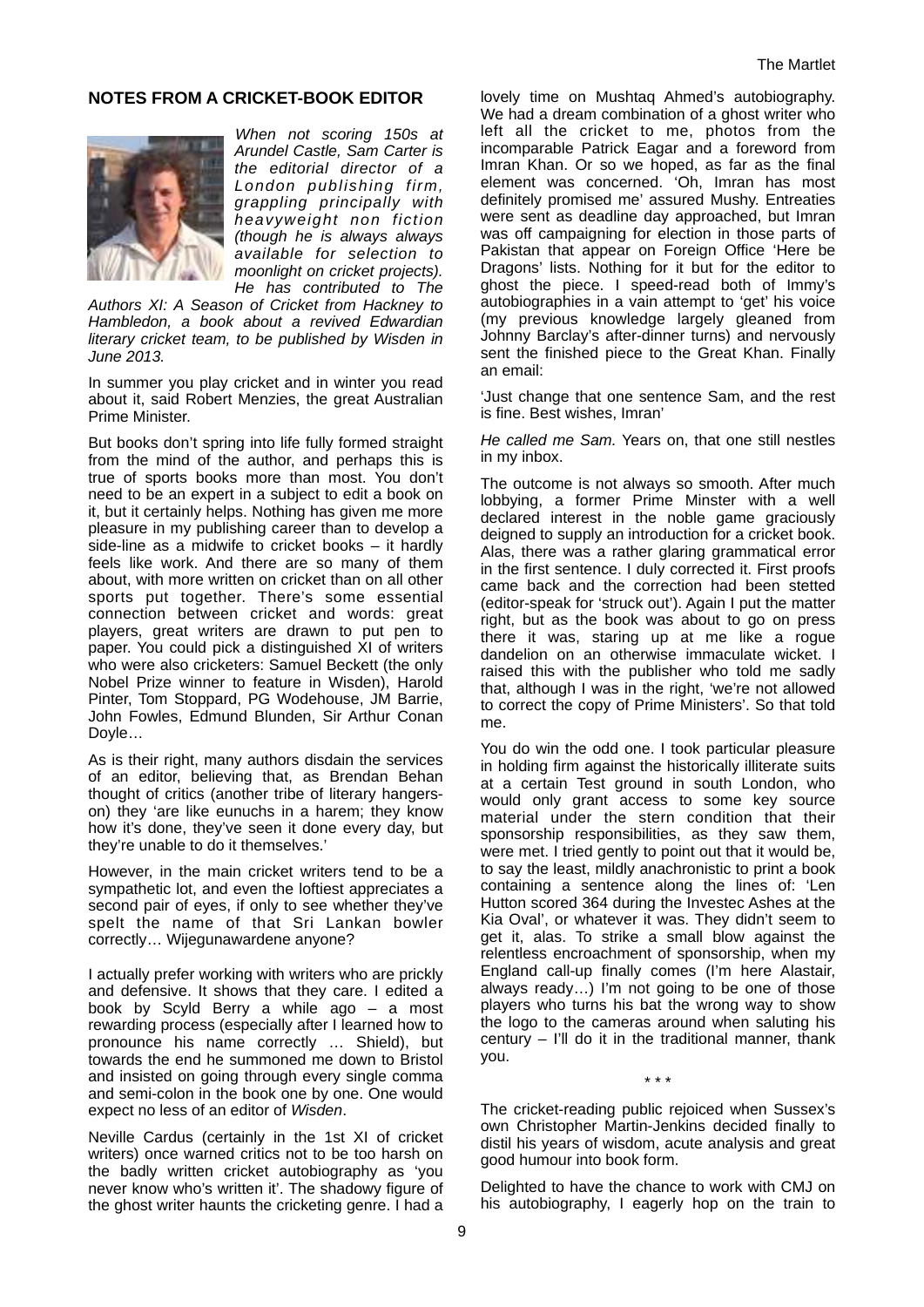## NOTES FROM A CRICKET-BOOK EDITOR

*When not scoring 150s at Arundel Castle, Sam Carter is the editorial director of a London publishing firm, grappling principally with heavyweight non fiction (though he is always always available for selection to moonlight on cricket projects). He has contributed to The Authors XI: A Season of Cricket from Hackney to Hambledon, a book about a revived Edwardian literary cricket team, to be published by Wisden in June 2013.*

In summer you play cricket and in winter you read about it, said Robert Menzies, the great Australian Prime Minister.

But books don't spring into life fully formed straight from the mind of the author, and perhaps this is true of sports books more than most. You don't need to be an expert in a subject to edit a book on it, but it certainly helps. Nothing has given me more pleasure in my publishing career than to develop a side-line as a midwife to cricket books – it hardly feels like work. And there are so many of them about, with more written on cricket than on all other sports put together. There's some essential connection between cricket and words: great players, great writers are drawn to put pen to paper. You could pick a distinguished XI of writers who were also cricketers: Samuel Beckett (the only Nobel Prize winner to feature in Wisden), Harold Pinter, Tom Stoppard, PG Wodehouse, JM Barrie, John Fowles, Edmund Blunden, Sir Arthur Conan Doyle…

As is their right, many authors disdain the services of an editor, believing that, as Brendan Behan thought of critics (another tribe of literary hangers-on) they 'are like eunuchs in a harem; they know how it's done, they've seen it done every day, but they're unable to do it themselves.'

However, in the main cricket writers tend to be a sympathetic lot, and even the loftiest appreciates a second pair of eyes, if only to see whether they've spelt the name of that Sri Lankan bowler correctly… Wijegunawardene anyone?

I actually prefer working with writers who are prickly and defensive. It shows that they care. I edited a book by Scyld Berry a while ago – a most rewarding process (especially after I learned how to pronounce his name correctly … Shield), but towards the end he summoned me down to Bristol and insisted on going through every single comma and semi-colon in the book one by one. One would expect no less of an editor of *Wisden*.

Neville Cardus (certainly in the 1st XI of cricket writers) once warned critics not to be too harsh on the badly written cricket autobiography as 'you never know who's written it'. The shadowy figure of the ghost writer haunts the cricketing genre. I had a lovely time on Mushtaq Ahmed's autobiography. We had a dream combination of a ghost writer who left all the cricket to me, photos from the incomparable Patrick Eagar and a foreword from Imran Khan. Or so we hoped, as far as the final element was concerned. 'Oh, Imran has most definitely promised me' assured Mushy. Entreaties were sent as deadline day approached, but Imran was off campaigning for election in those parts of Pakistan that appear on Foreign Office 'Here be Dragons' lists. Nothing for it but for the editor to ghost the piece. I speed-read both of Immy's autobiographies in a vain attempt to 'get' his voice (my previous knowledge largely gleaned from Johnny Barclay's after-dinner turns) and nervously sent the finished piece to the Great Khan. Finally an email:

'Just change that one sentence Sam, and the rest is fine. Best wishes, Imran'

*He called me Sam.* Years on, that one still nestles in my inbox.

The outcome is not always so smooth. After much lobbying, a former Prime Minster with a well declared interest in the noble game graciously deigned to supply an introduction for a cricket book. Alas, there was a rather glaring grammatical error in the first sentence. I duly corrected it. First proofs came back and the correction had been stetted (editor-speak for 'struck out'). Again I put the matter right, but as the book was about to go on press there it was, staring up at me like a rogue dandelion on an otherwise immaculate wicket. I raised this with the publisher who told me sadly that, although I was in the right, 'we're not allowed to correct the copy of Prime Ministers'. So that told me.

You do win the odd one. I took particular pleasure in holding firm against the historically illiterate suits at a certain Test ground in south London, who would only grant access to some key source material under the stern condition that their sponsorship responsibilities, as they saw them, were met. I tried gently to point out that it would be, to say the least, mildly anachronistic to print a book containing a sentence along the lines of: 'Len Hutton scored 364 during the Investec Ashes at the Kia Oval', or whatever it was. They didn't seem to get it, alas. To strike a small blow against the relentless encroachment of sponsorship, when my England call-up finally comes (I'm here Alastair, always ready…) I'm not going to be one of those players who turns his bat the wrong way to show the logo to the cameras around when saluting his century – I'll do it in the traditional manner, thank you.

\* \* \*

The cricket-reading public rejoiced when Sussex's own Christopher Martin-Jenkins decided finally to distil his years of wisdom, acute analysis and great good humour into book form.

Delighted to have the chance to work with CMJ on his autobiography, I eagerly hop on the train to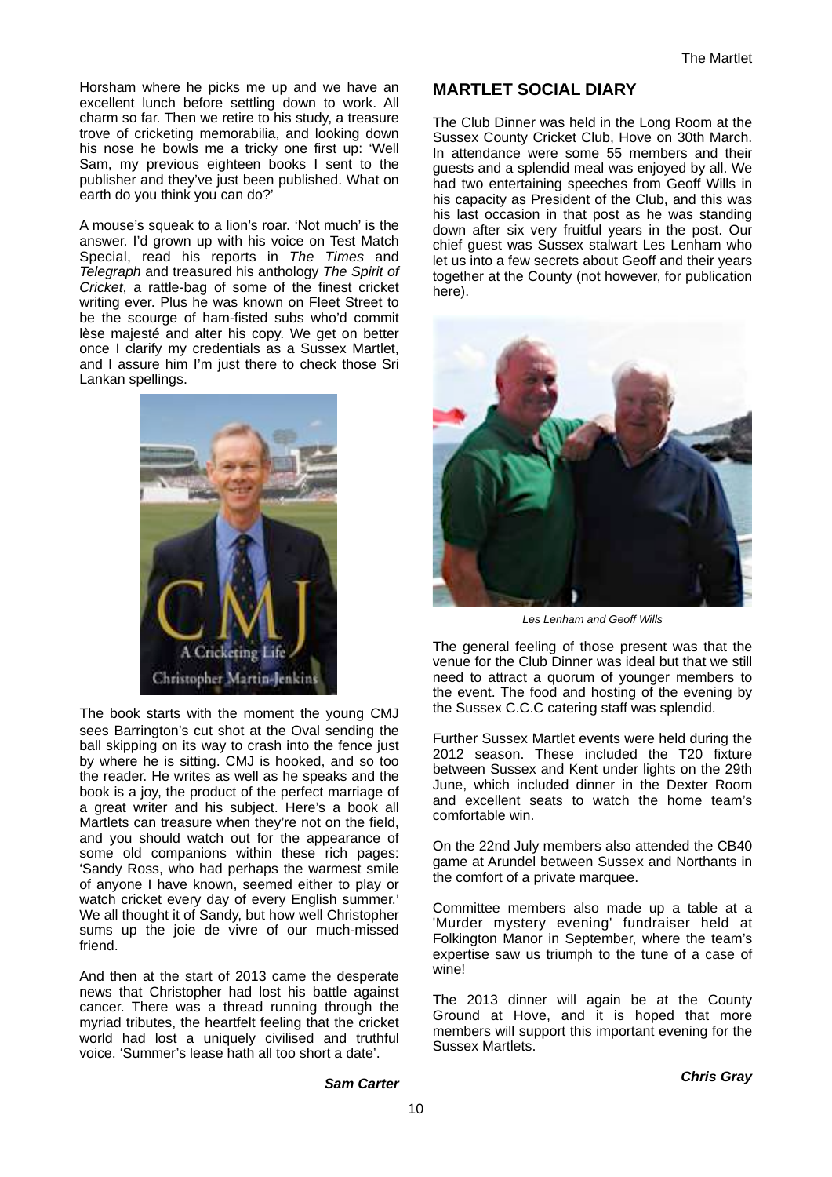Horsham where he picks me up and we have an excellent lunch before settling down to work. All charm so far. Then we retire to his study, a treasure trove of cricketing memorabilia, and looking down his nose he bowls me a tricky one first up: 'Well Sam, my previous eighteen books I sent to the publisher and they've just been published. What on earth do you think you can do?'

A mouse's squeak to a lion's roar. 'Not much' is the answer. I'd grown up with his voice on Test Match Special, read his reports in *The Times* and *Telegraph* and treasured his anthology *The Spirit of Cricket*, a rattle-bag of some of the finest cricket writing ever. Plus he was known on Fleet Street to be the scourge of ham-fisted subs who'd commit lèse majesté and alter his copy. We get on better once I clarify my credentials as a Sussex Martlet, and I assure him I'm just there to check those Sri Lankan spellings.

The book starts with the moment the young CMJ sees Barrington's cut shot at the Oval sending the ball skipping on its way to crash into the fence just by where he is sitting. CMJ is hooked, and so too the reader. He writes as well as he speaks and the book is a joy, the product of the perfect marriage of a great writer and his subject. Here's a book all Martlets can treasure when they're not on the field, and you should watch out for the appearance of some old companions within these rich pages: 'Sandy Ross, who had perhaps the warmest smile of anyone I have known, seemed either to play or watch cricket every day of every English summer.' We all thought it of Sandy, but how well Christopher sums up the joie de vivre of our much-missed friend.

And then at the start of 2013 came the desperate news that Christopher had lost his battle against cancer. There was a thread running through the myriad tributes, the heartfelt feeling that the cricket world had lost a uniquely civilised and truthful voice. 'Summer's lease hath all too short a date'.

***Sam Carter***

## MARTLET SOCIAL DIARY

The Club Dinner was held in the Long Room at the Sussex County Cricket Club, Hove on 30th March. In attendance were some 55 members and their guests and a splendid meal was enjoyed by all. We had two entertaining speeches from Geoff Wills in his capacity as President of the Club, and this was his last occasion in that post as he was standing down after six very fruitful years in the post. Our chief guest was Sussex stalwart Les Lenham who let us into a few secrets about Geoff and their years together at the County (not however, for publication here).

*Les Lenham and Geoff Wills*

The general feeling of those present was that the venue for the Club Dinner was ideal but that we still need to attract a quorum of younger members to the event. The food and hosting of the evening by the Sussex C.C.C catering staff was splendid.

Further Sussex Martlet events were held during the 2012 season. These included the T20 fixture between Sussex and Kent under lights on the 29th June, which included dinner in the Dexter Room and excellent seats to watch the home team's comfortable win.

On the 22nd July members also attended the CB40 game at Arundel between Sussex and Northants in the comfort of a private marquee.

Committee members also made up a table at a 'Murder mystery evening' fundraiser held at Folkington Manor in September, where the team's expertise saw us triumph to the tune of a case of wine!

The 2013 dinner will again be at the County Ground at Hove, and it is hoped that more members will support this important evening for the Sussex Martlets.

***Chris Gray***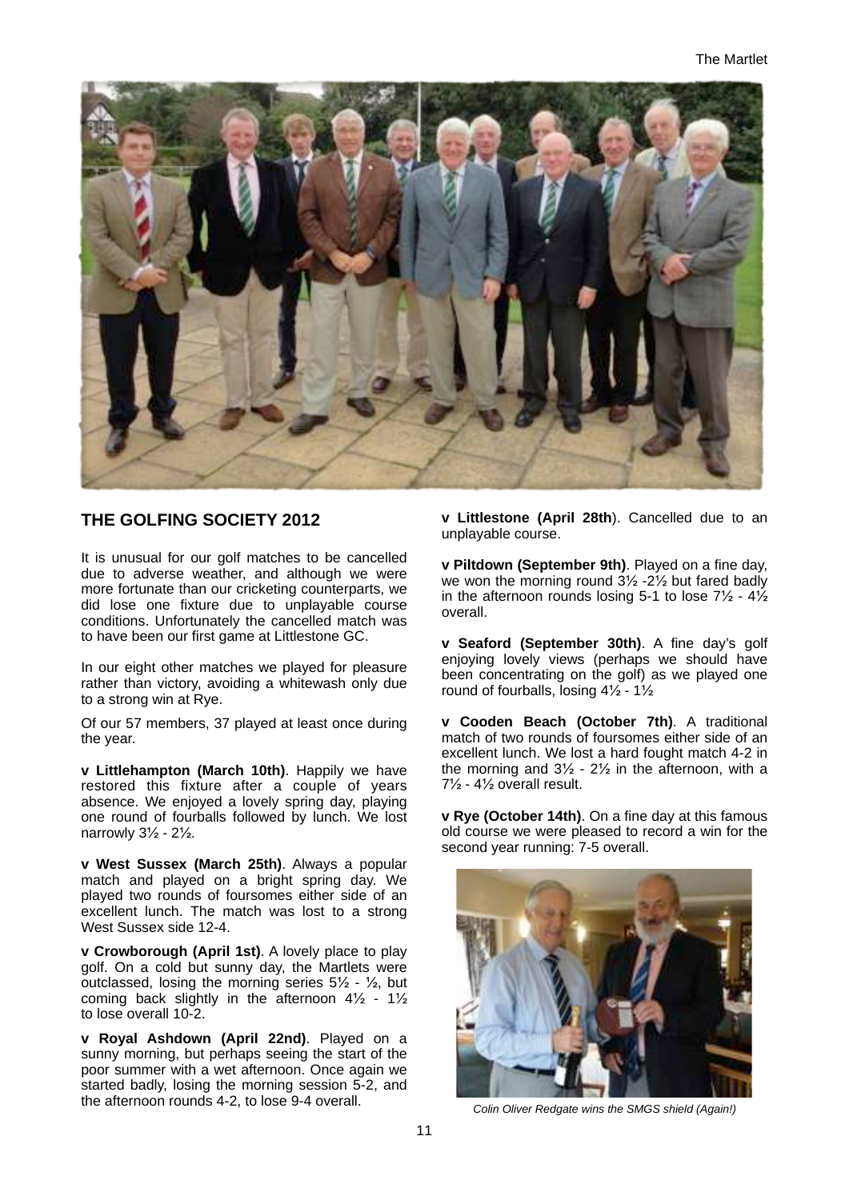## THE GOLFING SOCIETY 2012

It is unusual for our golf matches to be cancelled due to adverse weather, and although we were more fortunate than our cricketing counterparts, we did lose one fixture due to unplayable course conditions. Unfortunately the cancelled match was to have been our first game at Littlestone GC.

In our eight other matches we played for pleasure rather than victory, avoiding a whitewash only due to a strong win at Rye.

Of our 57 members, 37 played at least once during the year.

**v Littlehampton (March 10th)**. Happily we have restored this fixture after a couple of years absence. We enjoyed a lovely spring day, playing one round of fourballs followed by lunch. We lost narrowly 3½ - 2½.

**v West Sussex (March 25th)**. Always a popular match and played on a bright spring day. We played two rounds of foursomes either side of an excellent lunch. The match was lost to a strong West Sussex side 12-4.

**v Crowborough (April 1st)**. A lovely place to play golf. On a cold but sunny day, the Martlets were outclassed, losing the morning series 5½ - ½, but coming back slightly in the afternoon 4½ - 1½ to lose overall 10-2.

**v Royal Ashdown (April 22nd)**. Played on a sunny morning, but perhaps seeing the start of the poor summer with a wet afternoon. Once again we started badly, losing the morning session 5-2, and the afternoon rounds 4-2, to lose 9-4 overall.

**v Littlestone (April 28th**). Cancelled due to an unplayable course.

**v Piltdown (September 9th)**. Played on a fine day, we won the morning round 3½ -2½ but fared badly in the afternoon rounds losing 5-1 to lose 7½ - 4½ overall.

**v Seaford (September 30th)**. A fine day's golf enjoying lovely views (perhaps we should have been concentrating on the golf) as we played one round of fourballs, losing 4½ - 1½

**v Cooden Beach (October 7th)**. A traditional match of two rounds of foursomes either side of an excellent lunch. We lost a hard fought match 4-2 in the morning and 3½ - 2½ in the afternoon, with a 7½ - 4½ overall result.

**v Rye (October 14th)**. On a fine day at this famous old course we were pleased to record a win for the second year running: 7-5 overall.

*Colin Oliver Redgate wins the SMGS shield (Again!)*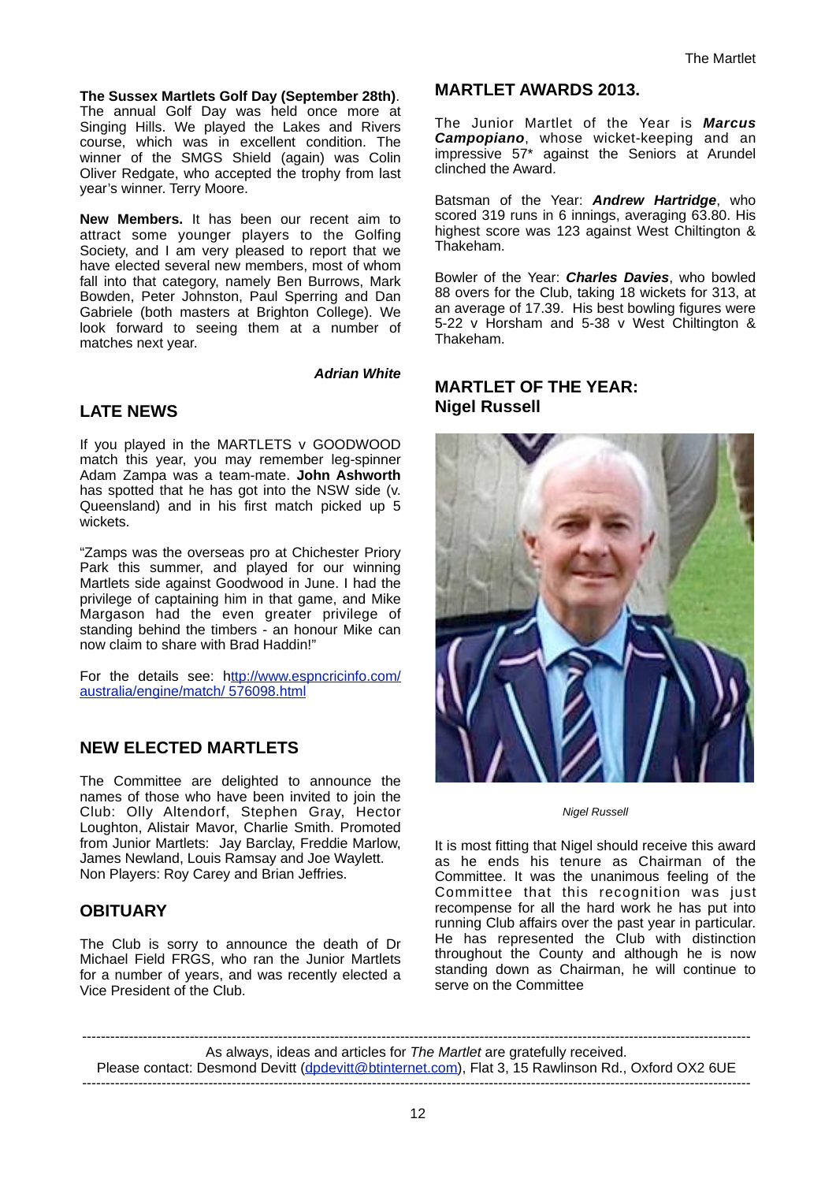**The Sussex Martlets Golf Day (September 28th)**. The annual Golf Day was held once more at Singing Hills. We played the Lakes and Rivers course, which was in excellent condition. The winner of the SMGS Shield (again) was Colin Oliver Redgate, who accepted the trophy from last year's winner. Terry Moore.

**New Members.** It has been our recent aim to attract some younger players to the Golfing Society, and I am very pleased to report that we have elected several new members, most of whom fall into that category, namely Ben Burrows, Mark Bowden, Peter Johnston, Paul Sperring and Dan Gabriele (both masters at Brighton College). We look forward to seeing them at a number of matches next year.

***Adrian White***

## LATE NEWS

If you played in the MARTLETS v GOODWOOD match this year, you may remember leg-spinner Adam Zampa was a team-mate. **John Ashworth** has spotted that he has got into the NSW side (v. Queensland) and in his first match picked up 5 wickets.

"Zamps was the overseas pro at Chichester Priory Park this summer, and played for our winning Martlets side against Goodwood in June. I had the privilege of captaining him in that game, and Mike Margason had the even greater privilege of standing behind the timbers - an honour Mike can now claim to share with Brad Haddin!"

For the details see: http://www.espncricinfo.com/australia/engine/match/ 576098.html

## NEW ELECTED MARTLETS

The Committee are delighted to announce the names of those who have been invited to join the Club: Olly Altendorf, Stephen Gray, Hector Loughton, Alistair Mavor, Charlie Smith. Promoted from Junior Martlets: Jay Barclay, Freddie Marlow, James Newland, Louis Ramsay and Joe Waylett. Non Players: Roy Carey and Brian Jeffries.

## OBITUARY

The Club is sorry to announce the death of Dr Michael Field FRGS, who ran the Junior Martlets for a number of years, and was recently elected a Vice President of the Club.

## MARTLET AWARDS 2013.

The Junior Martlet of the Year is ***Marcus Campopiano***, whose wicket-keeping and an impressive 57* against the Seniors at Arundel clinched the Award.

Batsman of the Year: ***Andrew Hartridge***, who scored 319 runs in 6 innings, averaging 63.80. His highest score was 123 against West Chiltington & Thakeham.

Bowler of the Year: ***Charles Davies***, who bowled 88 overs for the Club, taking 18 wickets for 313, at an average of 17.39. His best bowling figures were 5-22 v Horsham and 5-38 v West Chiltington & Thakeham.

## MARTLET OF THE YEAR: Nigel Russell

*Nigel Russell*

It is most fitting that Nigel should receive this award as he ends his tenure as Chairman of the Committee. It was the unanimous feeling of the Committee that this recognition was just recompense for all the hard work he has put into running Club affairs over the past year in particular. He has represented the Club with distinction throughout the County and although he is now standing down as Chairman, he will continue to serve on the Committee

---

As always, ideas and articles for *The Martlet* are gratefully received.
Please contact: Desmond Devitt (dpdevitt@btinternet.com), Flat 3, 15 Rawlinson Rd., Oxford OX2 6UE

---